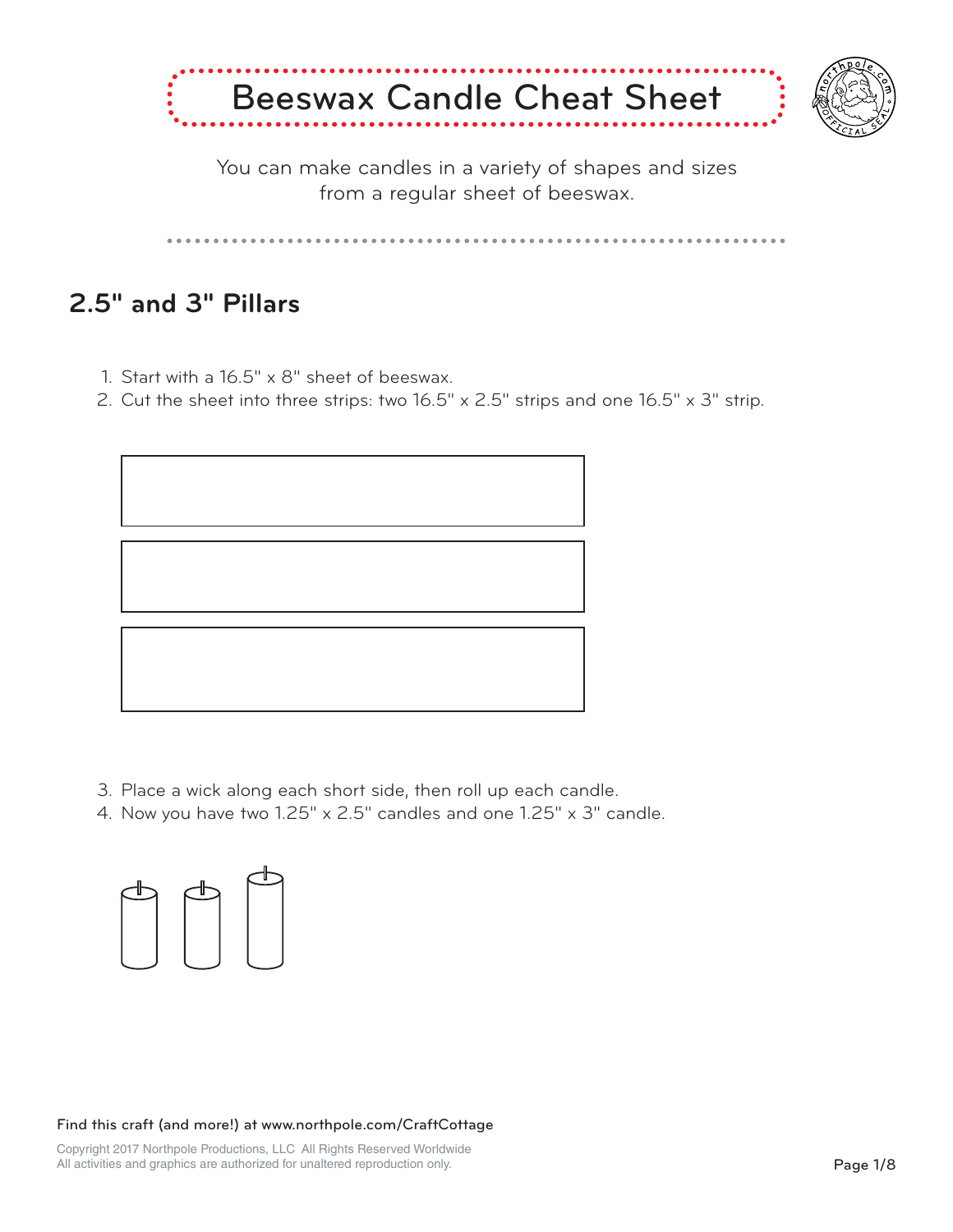# Beeswax Candle Cheat Sheet

You can make candles in a variety of shapes and sizes from a regular sheet of beeswax.

## 2.5" and 3" Pillars

1. Start with a 16.5" x 8" sheet of beeswax.
2. Cut the sheet into three strips: two 16.5" x 2.5" strips and one 16.5" x 3" strip.
3. Place a wick along each short side, then roll up each candle.
4. Now you have two 1.25" x 2.5" candles and one 1.25" x 3" candle.

Find this craft (and more!) at www.northpole.com/CraftCottage

Copyright 2017 Northpole Productions, LLC All Rights Reserved Worldwide
All activities and graphics are authorized for unaltered reproduction only.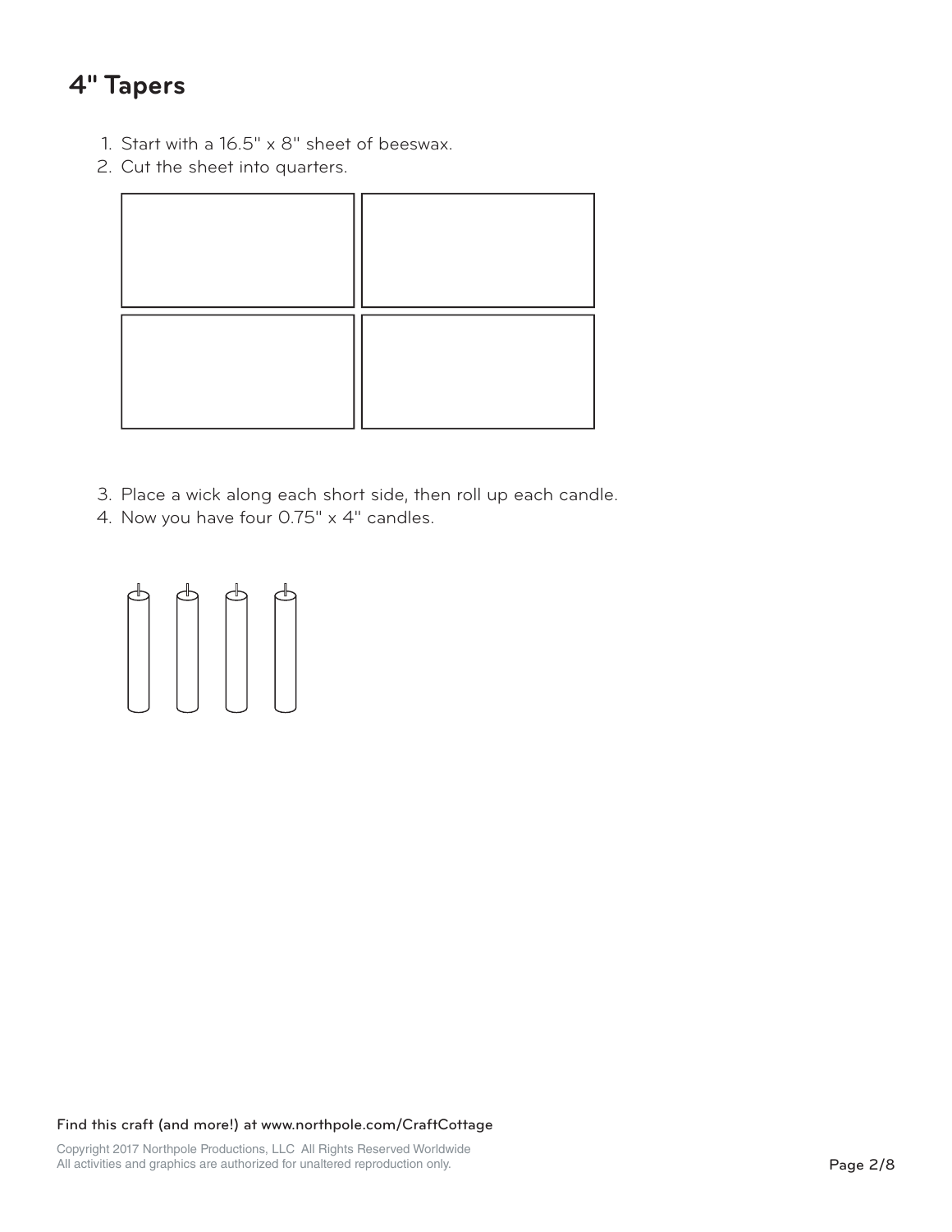# 4" Tapers

1. Start with a 16.5" x 8" sheet of beeswax.
2. Cut the sheet into quarters.
3. Place a wick along each short side, then roll up each candle.
4. Now you have four 0.75" x 4" candles.

Find this craft (and more!) at www.northpole.com/CraftCottage

Copyright 2017 Northpole Productions, LLC All Rights Reserved Worldwide
All activities and graphics are authorized for unaltered reproduction only.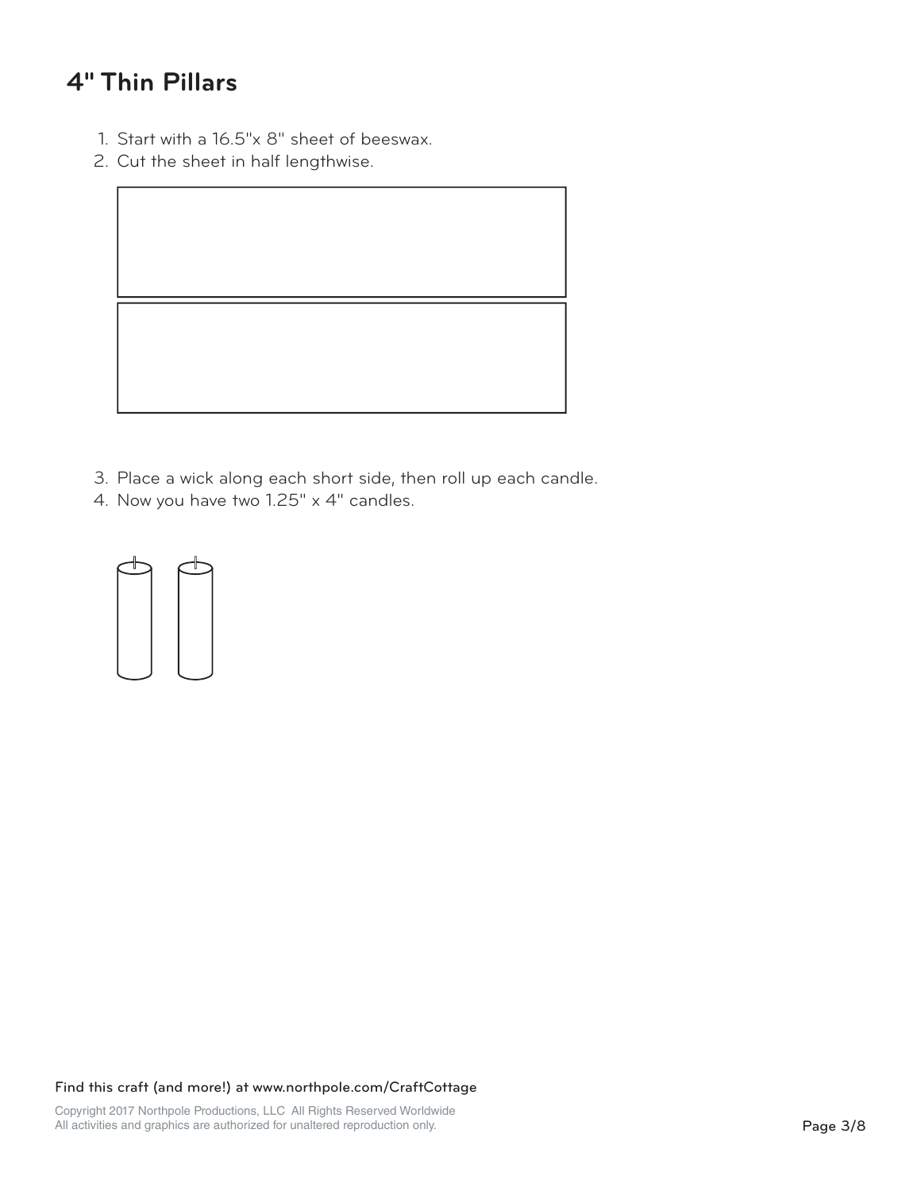# 4" Thin Pillars

1. Start with a 16.5"x 8" sheet of beeswax.
2. Cut the sheet in half lengthwise.
3. Place a wick along each short side, then roll up each candle.
4. Now you have two 1.25" x 4" candles.

Find this craft (and more!) at www.northpole.com/CraftCottage

Copyright 2017 Northpole Productions, LLC All Rights Reserved Worldwide
All activities and graphics are authorized for unaltered reproduction only.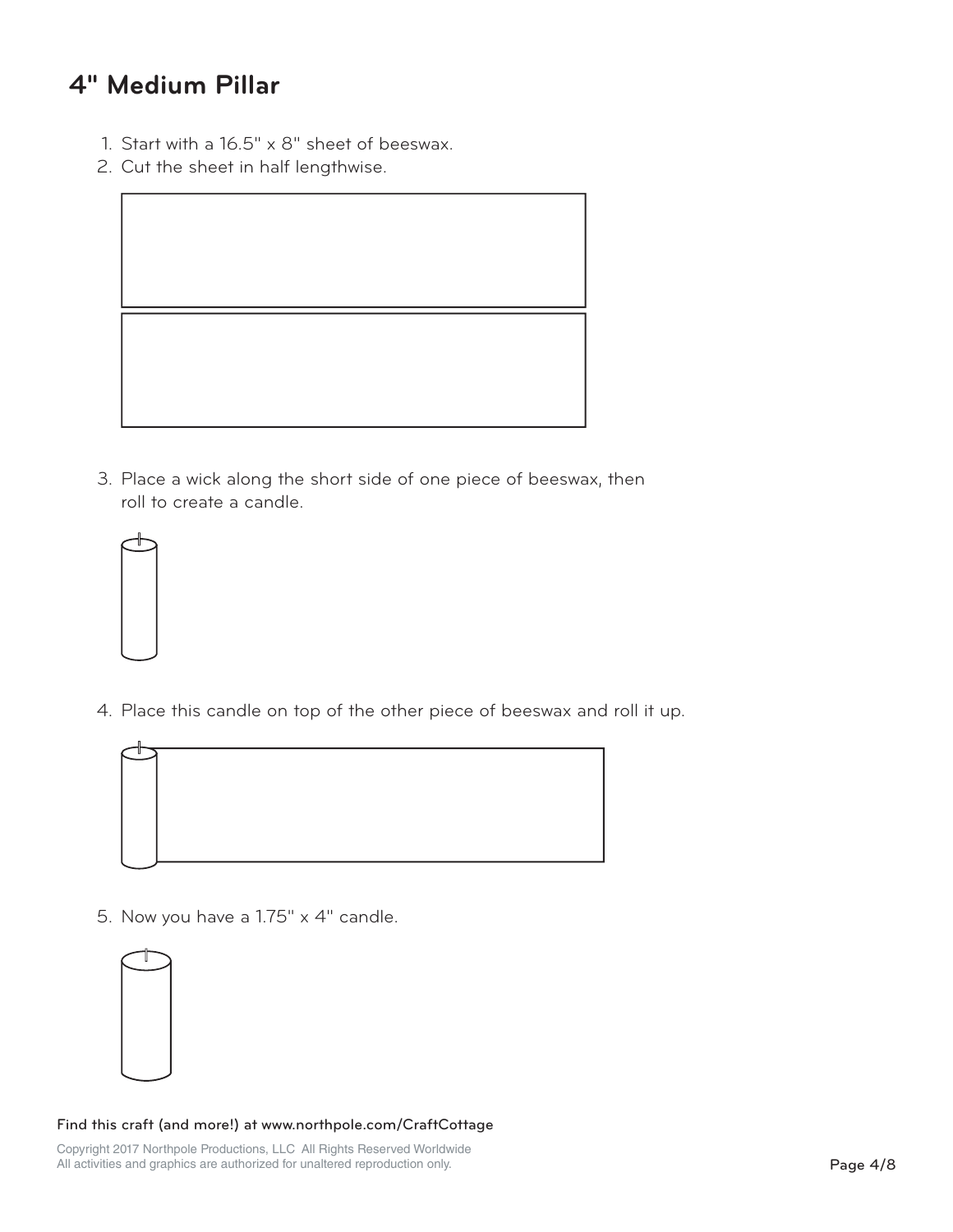# 4" Medium Pillar

1. Start with a 16.5" x 8" sheet of beeswax.
2. Cut the sheet in half lengthwise.
3. Place a wick along the short side of one piece of beeswax, then roll to create a candle.
4. Place this candle on top of the other piece of beeswax and roll it up.
5. Now you have a 1.75" x 4" candle.

Find this craft (and more!) at www.northpole.com/CraftCottage

Copyright 2017 Northpole Productions, LLC All Rights Reserved Worldwide
All activities and graphics are authorized for unaltered reproduction only.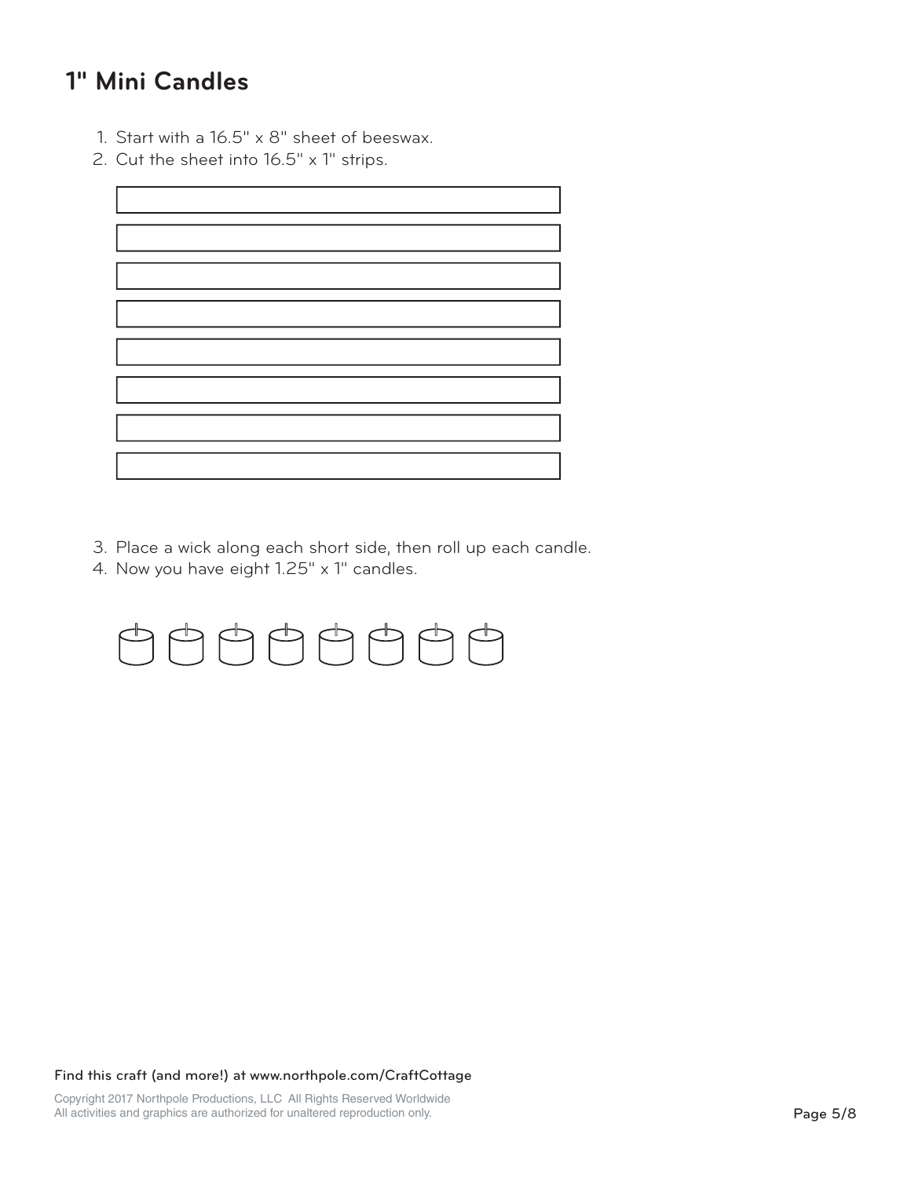## 1" Mini Candles

1. Start with a 16.5" x 8" sheet of beeswax.
2. Cut the sheet into 16.5" x 1" strips.
3. Place a wick along each short side, then roll up each candle.
4. Now you have eight 1.25" x 1" candles.

Find this craft (and more!) at www.northpole.com/CraftCottage

Copyright 2017 Northpole Productions, LLC All Rights Reserved Worldwide
All activities and graphics are authorized for unaltered reproduction only.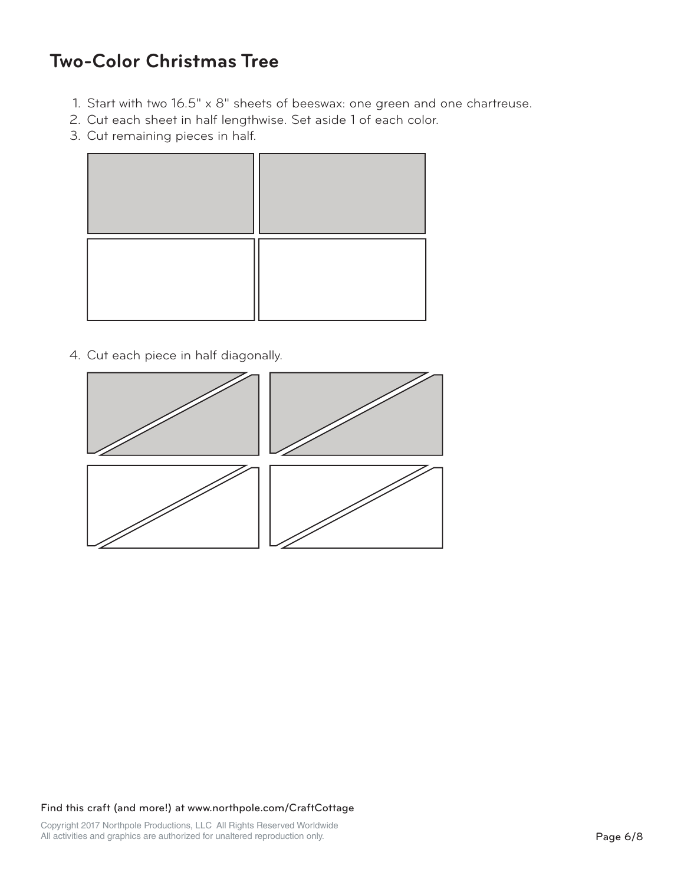# Two-Color Christmas Tree

1. Start with two 16.5" x 8" sheets of beeswax: one green and one chartreuse.
2. Cut each sheet in half lengthwise. Set aside 1 of each color.
3. Cut remaining pieces in half.
4. Cut each piece in half diagonally.

Find this craft (and more!) at www.northpole.com/CraftCottage

Copyright 2017 Northpole Productions, LLC All Rights Reserved Worldwide
All activities and graphics are authorized for unaltered reproduction only.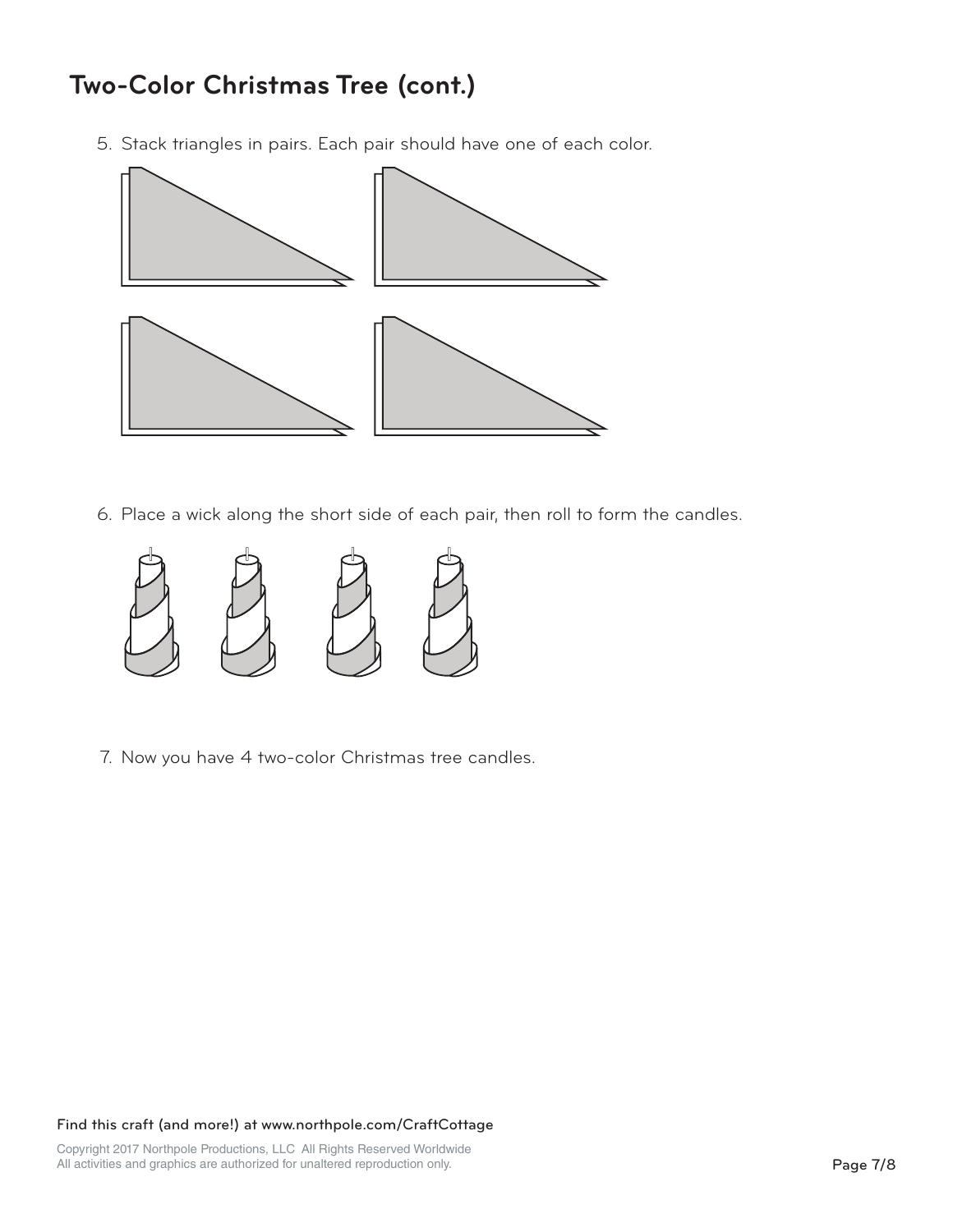# Two-Color Christmas Tree (cont.)

5. Stack triangles in pairs. Each pair should have one of each color.

6. Place a wick along the short side of each pair, then roll to form the candles.

7. Now you have 4 two-color Christmas tree candles.

Find this craft (and more!) at www.northpole.com/CraftCottage

Copyright 2017 Northpole Productions, LLC All Rights Reserved Worldwide
All activities and graphics are authorized for unaltered reproduction only.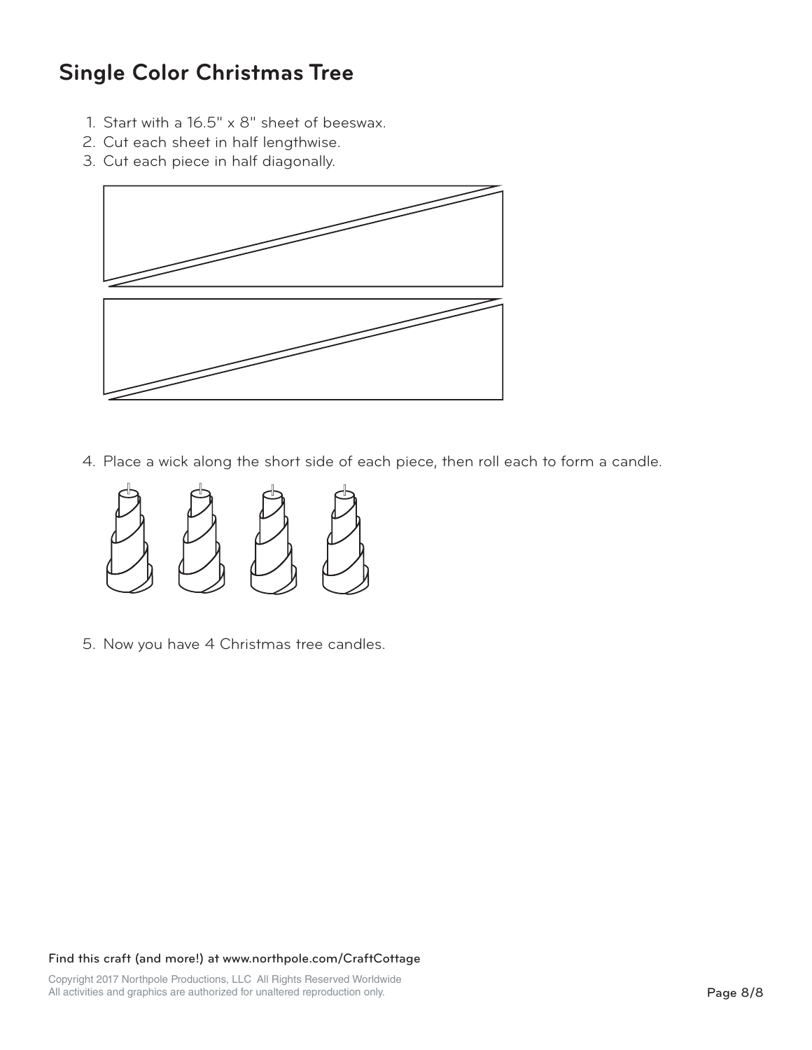## Single Color Christmas Tree

1. Start with a 16.5" x 8" sheet of beeswax.
2. Cut each sheet in half lengthwise.
3. Cut each piece in half diagonally.

4. Place a wick along the short side of each piece, then roll each to form a candle.

5. Now you have 4 Christmas tree candles.

Find this craft (and more!) at www.northpole.com/CraftCottage

Copyright 2017 Northpole Productions, LLC All Rights Reserved Worldwide
All activities and graphics are authorized for unaltered reproduction only.